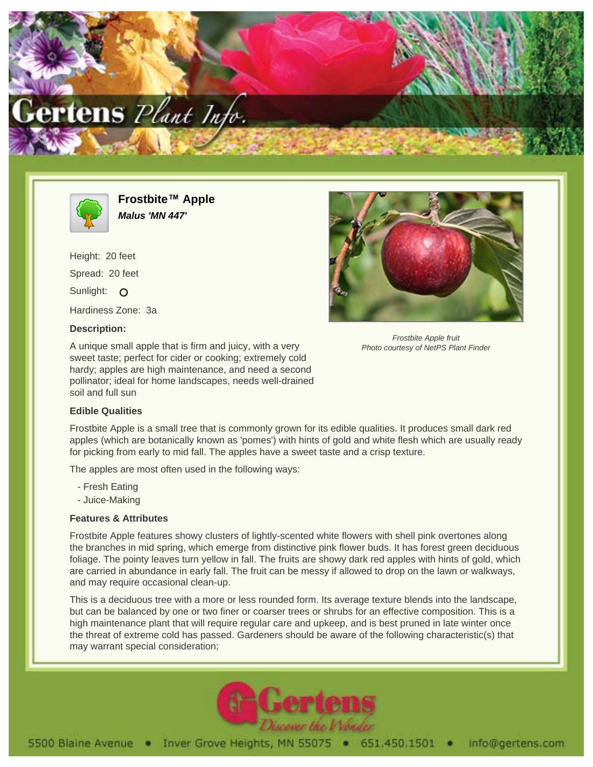# Frostbite™ Apple

***Malus 'MN 447'***

Height: 20 feet

Spread: 20 feet

Sunlight: O

Hardiness Zone: 3a

### Description:

A unique small apple that is firm and juicy, with a very sweet taste; perfect for cider or cooking; extremely cold hardy; apples are high maintenance, and need a second pollinator; ideal for home landscapes, needs well-drained soil and full sun

*Frostbite Apple fruit*
*Photo courtesy of NetPS Plant Finder*

### Edible Qualities

Frostbite Apple is a small tree that is commonly grown for its edible qualities. It produces small dark red apples (which are botanically known as 'pomes') with hints of gold and white flesh which are usually ready for picking from early to mid fall. The apples have a sweet taste and a crisp texture.

The apples are most often used in the following ways:

- Fresh Eating
- Juice-Making

### Features & Attributes

Frostbite Apple features showy clusters of lightly-scented white flowers with shell pink overtones along the branches in mid spring, which emerge from distinctive pink flower buds. It has forest green deciduous foliage. The pointy leaves turn yellow in fall. The fruits are showy dark red apples with hints of gold, which are carried in abundance in early fall. The fruit can be messy if allowed to drop on the lawn or walkways, and may require occasional clean-up.

This is a deciduous tree with a more or less rounded form. Its average texture blends into the landscape, but can be balanced by one or two finer or coarser trees or shrubs for an effective composition. This is a high maintenance plant that will require regular care and upkeep, and is best pruned in late winter once the threat of extreme cold has passed. Gardeners should be aware of the following characteristic(s) that may warrant special consideration;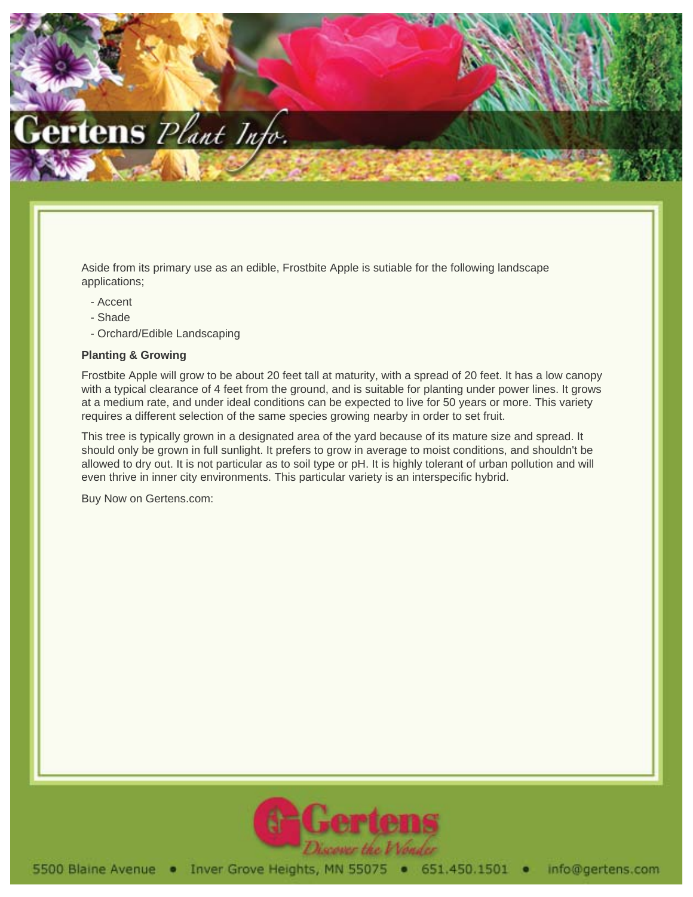Aside from its primary use as an edible, Frostbite Apple is sutiable for the following landscape applications;

- Accent
- Shade
- Orchard/Edible Landscaping

**Planting & Growing**

Frostbite Apple will grow to be about 20 feet tall at maturity, with a spread of 20 feet. It has a low canopy with a typical clearance of 4 feet from the ground, and is suitable for planting under power lines. It grows at a medium rate, and under ideal conditions can be expected to live for 50 years or more. This variety requires a different selection of the same species growing nearby in order to set fruit.

This tree is typically grown in a designated area of the yard because of its mature size and spread. It should only be grown in full sunlight. It prefers to grow in average to moist conditions, and shouldn't be allowed to dry out. It is not particular as to soil type or pH. It is highly tolerant of urban pollution and will even thrive in inner city environments. This particular variety is an interspecific hybrid.

Buy Now on Gertens.com: